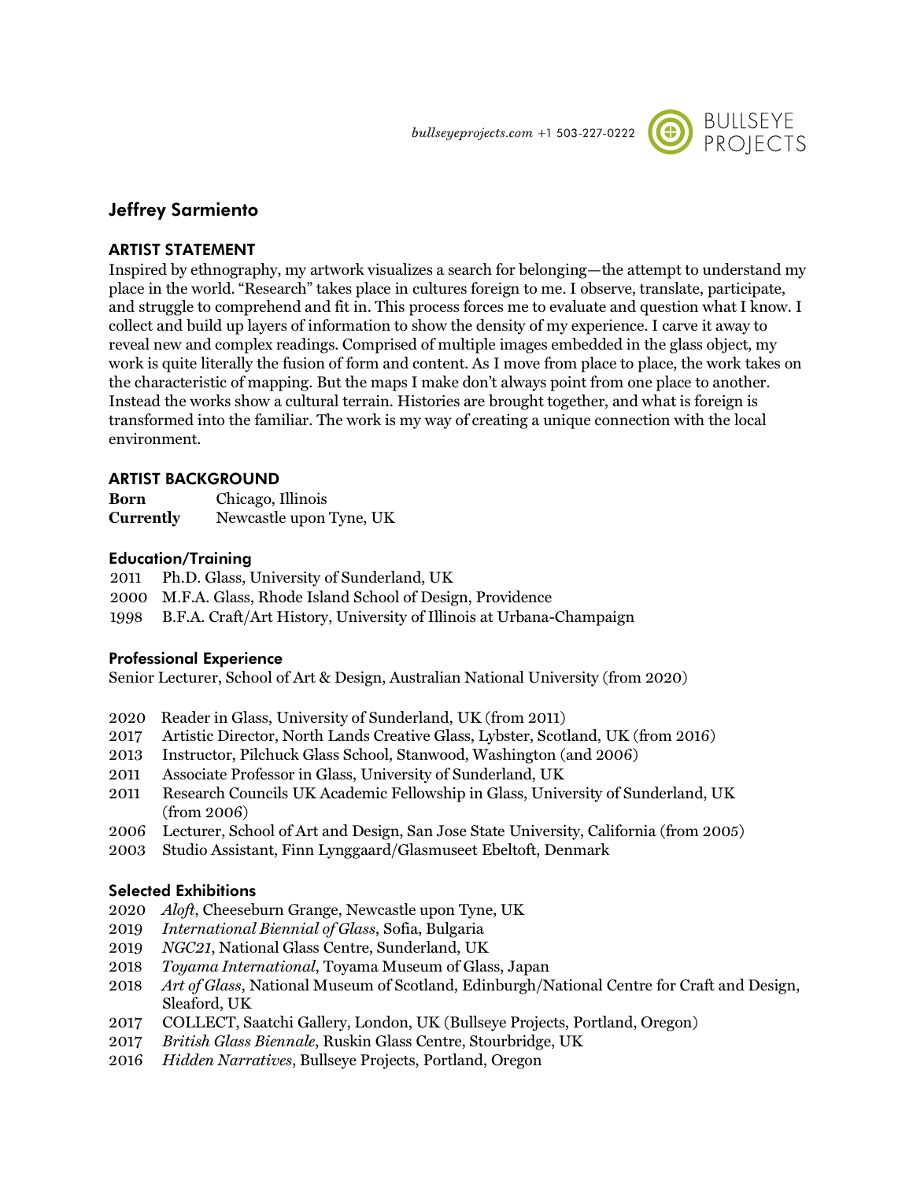*bullseyeprojects.com* +1 503-227-0222 BULLSEYE PROJECTS

# Jeffrey Sarmiento

## ARTIST STATEMENT

Inspired by ethnography, my artwork visualizes a search for belonging—the attempt to understand my place in the world. "Research" takes place in cultures foreign to me. I observe, translate, participate, and struggle to comprehend and fit in. This process forces me to evaluate and question what I know. I collect and build up layers of information to show the density of my experience. I carve it away to reveal new and complex readings. Comprised of multiple images embedded in the glass object, my work is quite literally the fusion of form and content. As I move from place to place, the work takes on the characteristic of mapping. But the maps I make don't always point from one place to another. Instead the works show a cultural terrain. Histories are brought together, and what is foreign is transformed into the familiar. The work is my way of creating a unique connection with the local environment.

## ARTIST BACKGROUND

**Born** Chicago, Illinois
**Currently** Newcastle upon Tyne, UK

### Education/Training

2011 Ph.D. Glass, University of Sunderland, UK
2000 M.F.A. Glass, Rhode Island School of Design, Providence
1998 B.F.A. Craft/Art History, University of Illinois at Urbana-Champaign

### Professional Experience

Senior Lecturer, School of Art & Design, Australian National University (from 2020)

2020 Reader in Glass, University of Sunderland, UK (from 2011)
2017 Artistic Director, North Lands Creative Glass, Lybster, Scotland, UK (from 2016)
2013 Instructor, Pilchuck Glass School, Stanwood, Washington (and 2006)
2011 Associate Professor in Glass, University of Sunderland, UK
2011 Research Councils UK Academic Fellowship in Glass, University of Sunderland, UK (from 2006)
2006 Lecturer, School of Art and Design, San Jose State University, California (from 2005)
2003 Studio Assistant, Finn Lynggaard/Glasmuseet Ebeltoft, Denmark

### Selected Exhibitions

2020 *Aloft*, Cheeseburn Grange, Newcastle upon Tyne, UK
2019 *International Biennial of Glass*, Sofia, Bulgaria
2019 *NGC21*, National Glass Centre, Sunderland, UK
2018 *Toyama International*, Toyama Museum of Glass, Japan
2018 *Art of Glass*, National Museum of Scotland, Edinburgh/National Centre for Craft and Design, Sleaford, UK
2017 COLLECT, Saatchi Gallery, London, UK (Bullseye Projects, Portland, Oregon)
2017 *British Glass Biennale*, Ruskin Glass Centre, Stourbridge, UK
2016 *Hidden Narratives*, Bullseye Projects, Portland, Oregon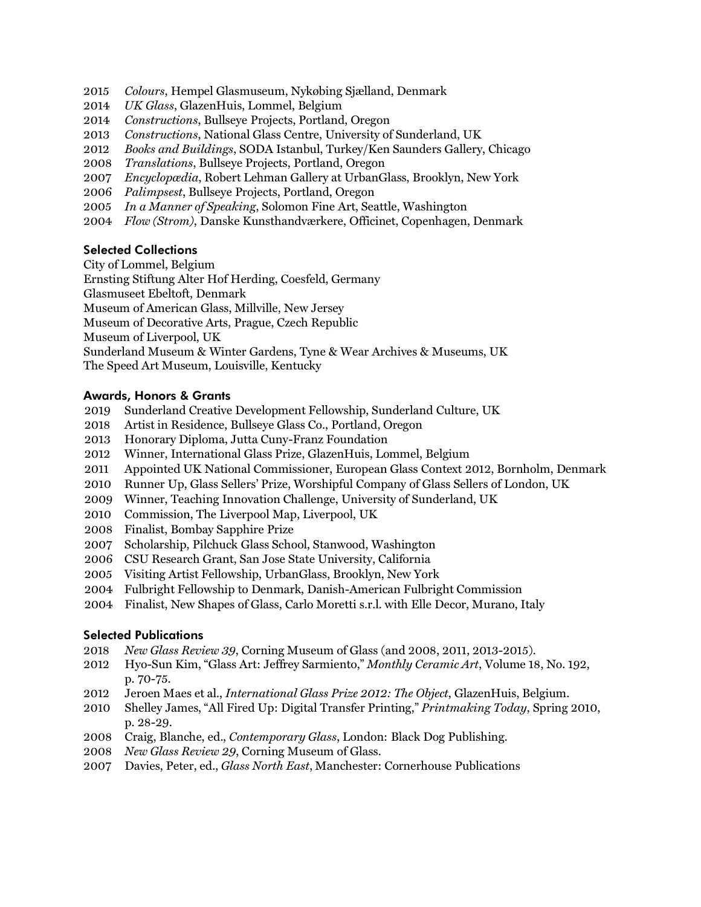2015 *Colours*, Hempel Glasmuseum, Nykøbing Sjælland, Denmark
2014 *UK Glass*, GlazenHuis, Lommel, Belgium
2014 *Constructions*, Bullseye Projects, Portland, Oregon
2013 *Constructions*, National Glass Centre, University of Sunderland, UK
2012 *Books and Buildings*, SODA Istanbul, Turkey/Ken Saunders Gallery, Chicago
2008 *Translations*, Bullseye Projects, Portland, Oregon
2007 *Encyclopædia*, Robert Lehman Gallery at UrbanGlass, Brooklyn, New York
2006 *Palimpsest*, Bullseye Projects, Portland, Oregon
2005 *In a Manner of Speaking*, Solomon Fine Art, Seattle, Washington
2004 *Flow (Strom)*, Danske Kunsthandværkere, Officinet, Copenhagen, Denmark

### Selected Collections

City of Lommel, Belgium
Ernsting Stiftung Alter Hof Herding, Coesfeld, Germany
Glasmuseet Ebeltoft, Denmark
Museum of American Glass, Millville, New Jersey
Museum of Decorative Arts, Prague, Czech Republic
Museum of Liverpool, UK
Sunderland Museum & Winter Gardens, Tyne & Wear Archives & Museums, UK
The Speed Art Museum, Louisville, Kentucky

### Awards, Honors & Grants

2019 Sunderland Creative Development Fellowship, Sunderland Culture, UK
2018 Artist in Residence, Bullseye Glass Co., Portland, Oregon
2013 Honorary Diploma, Jutta Cuny-Franz Foundation
2012 Winner, International Glass Prize, GlazenHuis, Lommel, Belgium
2011 Appointed UK National Commissioner, European Glass Context 2012, Bornholm, Denmark
2010 Runner Up, Glass Sellers' Prize, Worshipful Company of Glass Sellers of London, UK
2009 Winner, Teaching Innovation Challenge, University of Sunderland, UK
2010 Commission, The Liverpool Map, Liverpool, UK
2008 Finalist, Bombay Sapphire Prize
2007 Scholarship, Pilchuck Glass School, Stanwood, Washington
2006 CSU Research Grant, San Jose State University, California
2005 Visiting Artist Fellowship, UrbanGlass, Brooklyn, New York
2004 Fulbright Fellowship to Denmark, Danish-American Fulbright Commission
2004 Finalist, New Shapes of Glass, Carlo Moretti s.r.l. with Elle Decor, Murano, Italy

### Selected Publications

2018 *New Glass Review 39*, Corning Museum of Glass (and 2008, 2011, 2013-2015).
2012 Hyo-Sun Kim, "Glass Art: Jeffrey Sarmiento," *Monthly Ceramic Art*, Volume 18, No. 192, p. 70-75.
2012 Jeroen Maes et al., *International Glass Prize 2012: The Object*, GlazenHuis, Belgium.
2010 Shelley James, "All Fired Up: Digital Transfer Printing," *Printmaking Today*, Spring 2010, p. 28-29.
2008 Craig, Blanche, ed., *Contemporary Glass*, London: Black Dog Publishing.
2008 *New Glass Review 29*, Corning Museum of Glass.
2007 Davies, Peter, ed., *Glass North East*, Manchester: Cornerhouse Publications